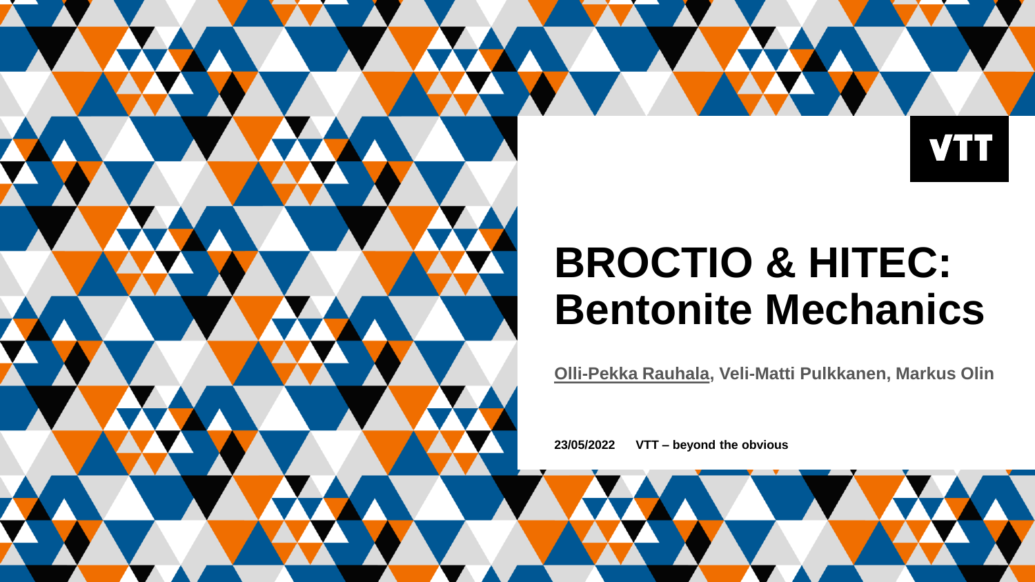# BROCTIO & HITEC: Bentonite Mechanics

**Olli-Pekka Rauhala, Veli-Matti Pulkkanen, Markus Olin**

**23/05/2022** **VTT – beyond the obvious**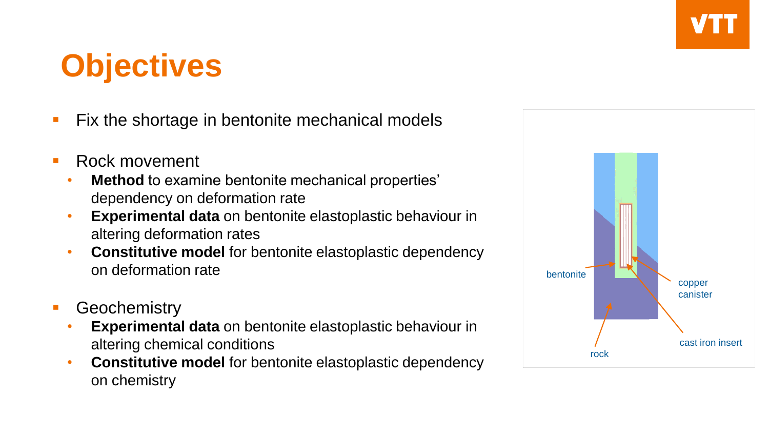# Objectives

- Fix the shortage in bentonite mechanical models
- Rock movement
  - **Method** to examine bentonite mechanical properties' dependency on deformation rate
  - **Experimental data** on bentonite elastoplastic behaviour in altering deformation rates
  - **Constitutive model** for bentonite elastoplastic dependency on deformation rate
- Geochemistry
  - **Experimental data** on bentonite elastoplastic behaviour in altering chemical conditions
  - **Constitutive model** for bentonite elastoplastic dependency on chemistry

bentonite

copper canister

cast iron insert

rock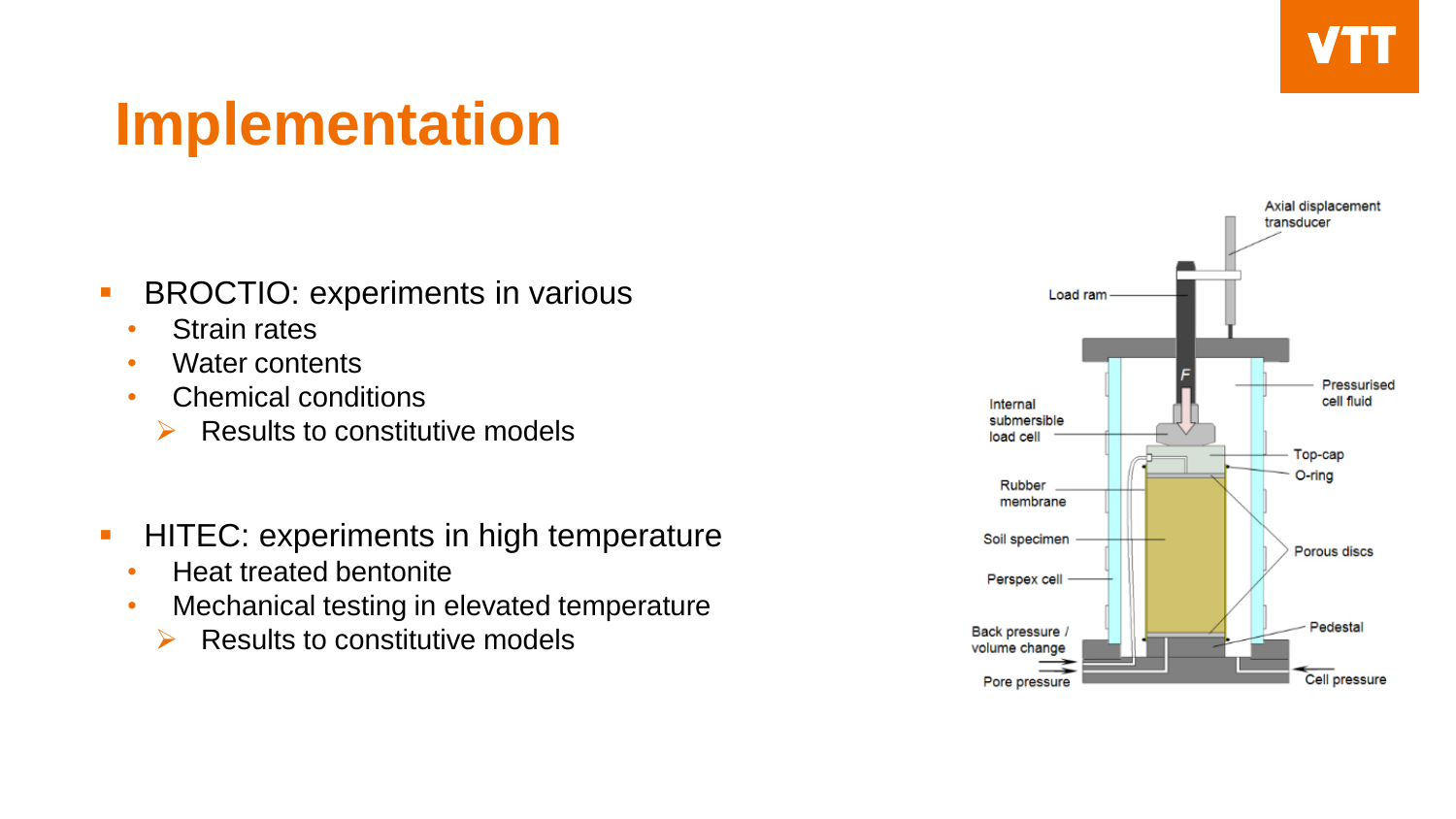# Implementation

- BROCTIO: experiments in various
  - Strain rates
  - Water contents
  - Chemical conditions
    - ➢ Results to constitutive models

- HITEC: experiments in high temperature
  - Heat treated bentonite
  - Mechanical testing in elevated temperature
    - ➢ Results to constitutive models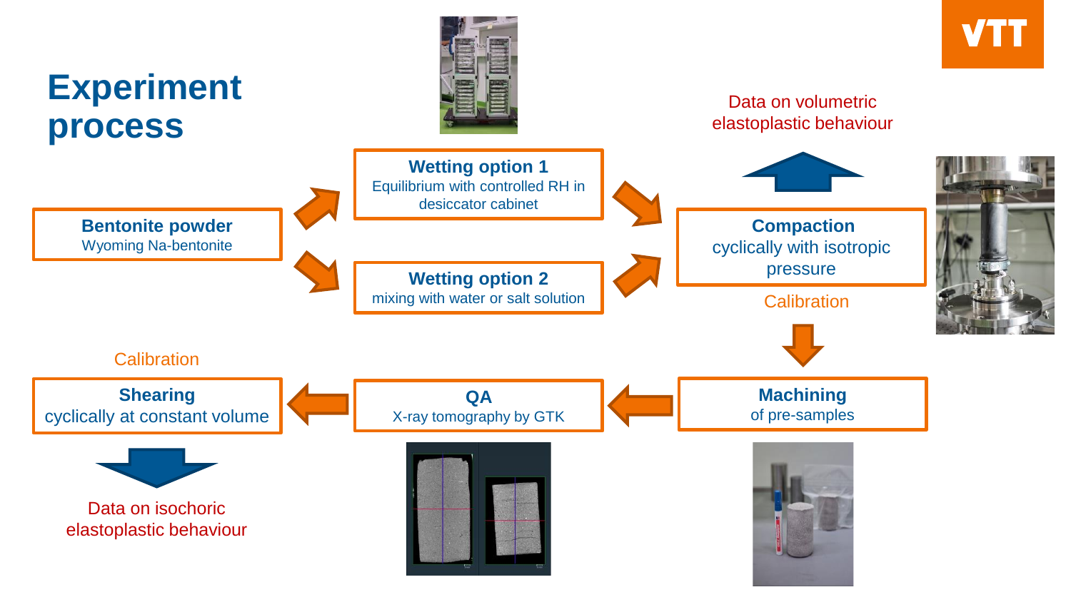# Experiment process

**Bentonite powder**
Wyoming Na-bentonite

**Wetting option 1**
Equilibrium with controlled RH in desiccator cabinet

**Wetting option 2**
mixing with water or salt solution

**Compaction**
cyclically with isotropic pressure

Calibration

Data on volumetric elastoplastic behaviour

**Machining**
of pre-samples

**QA**
X-ray tomography by GTK

Calibration

**Shearing**
cyclically at constant volume

Data on isochoric elastoplastic behaviour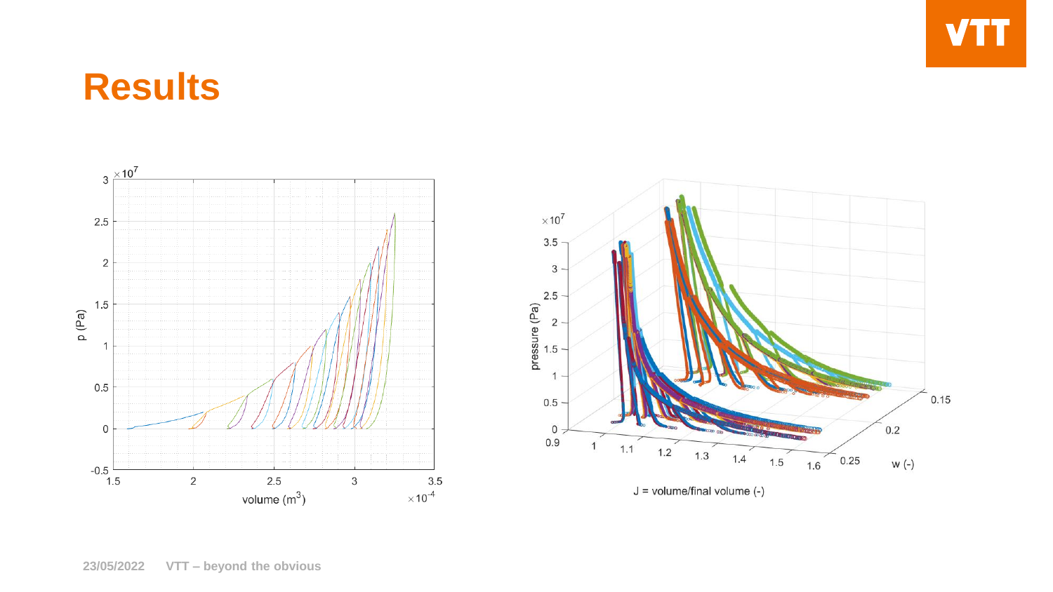# Results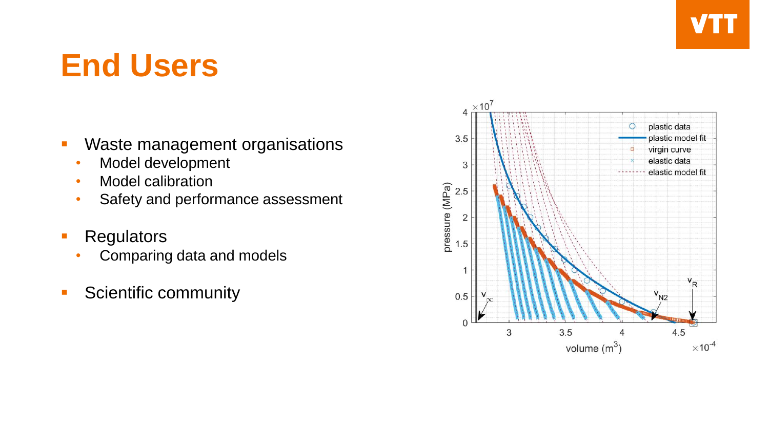# End Users

- Waste management organisations
  - Model development
  - Model calibration
  - Safety and performance assessment
- Regulators
  - Comparing data and models
- Scientific community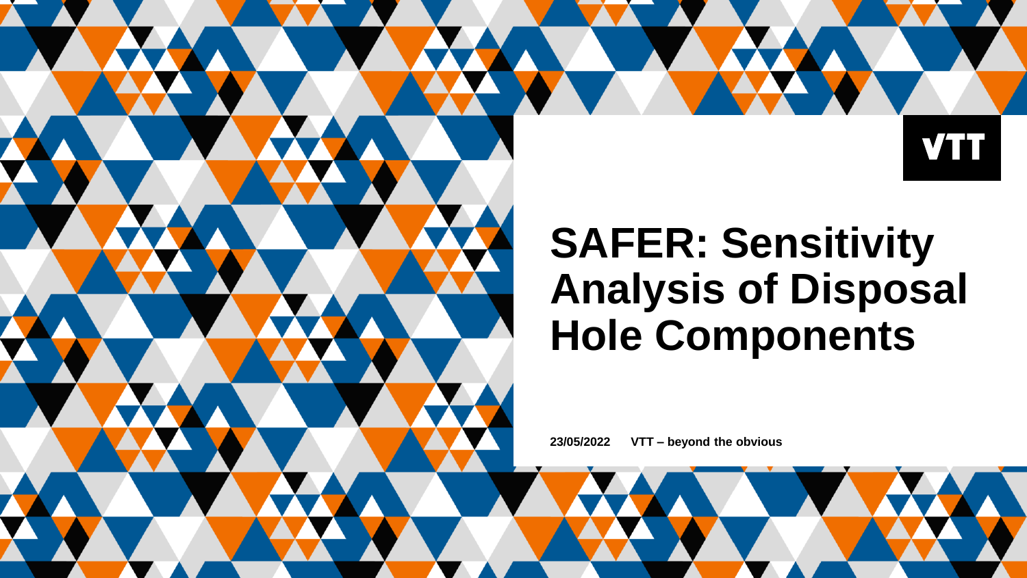VTT

# SAFER: Sensitivity Analysis of Disposal Hole Components

23/05/2022 VTT – beyond the obvious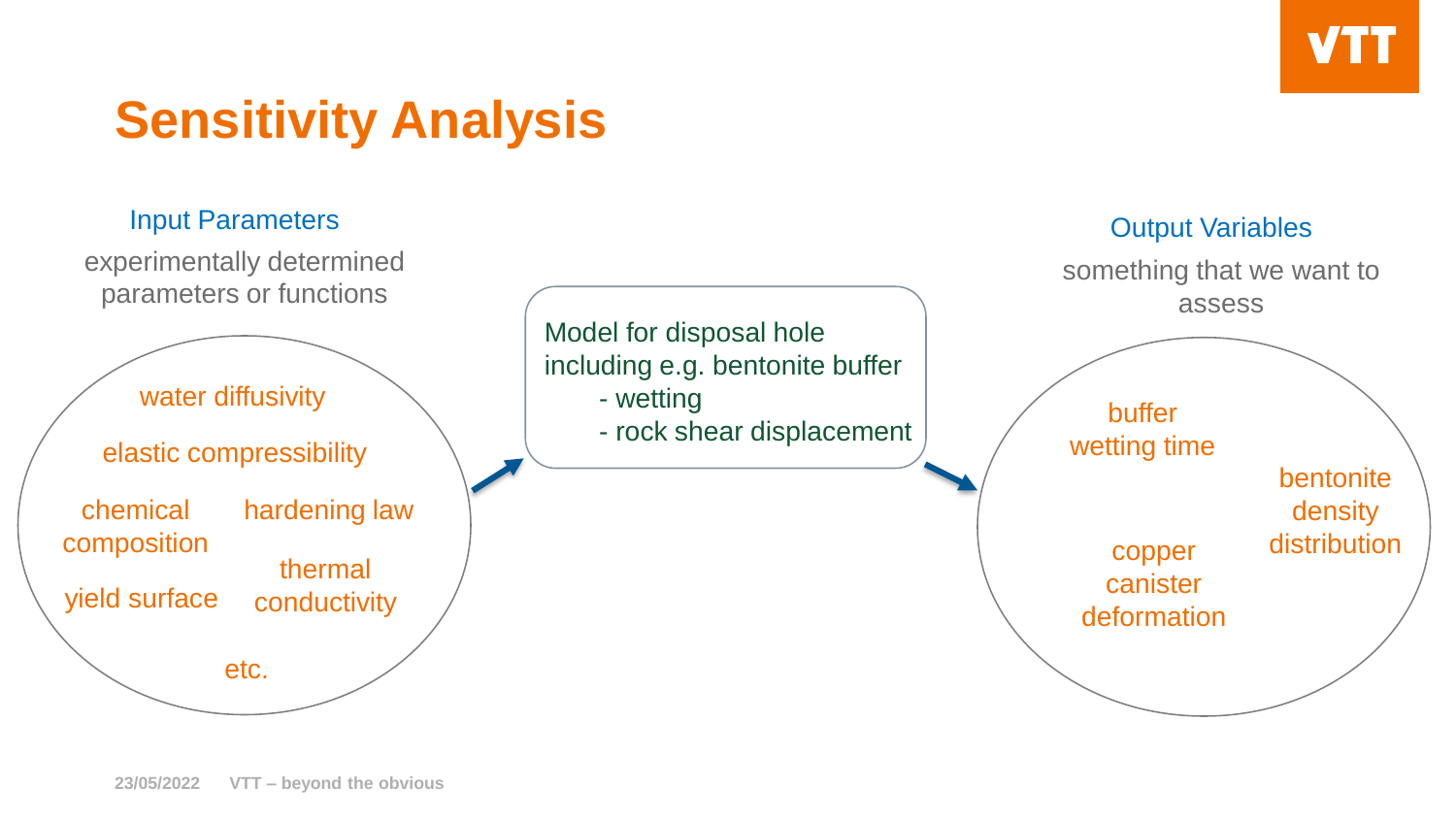# Sensitivity Analysis

## Input Parameters

experimentally determined parameters or functions

- water diffusivity
- elastic compressibility
- chemical composition
- hardening law
- thermal conductivity
- yield surface
- etc.

Model for disposal hole including e.g. bentonite buffer
- wetting
- rock shear displacement

## Output Variables

something that we want to assess

- buffer wetting time
- bentonite density distribution
- copper canister deformation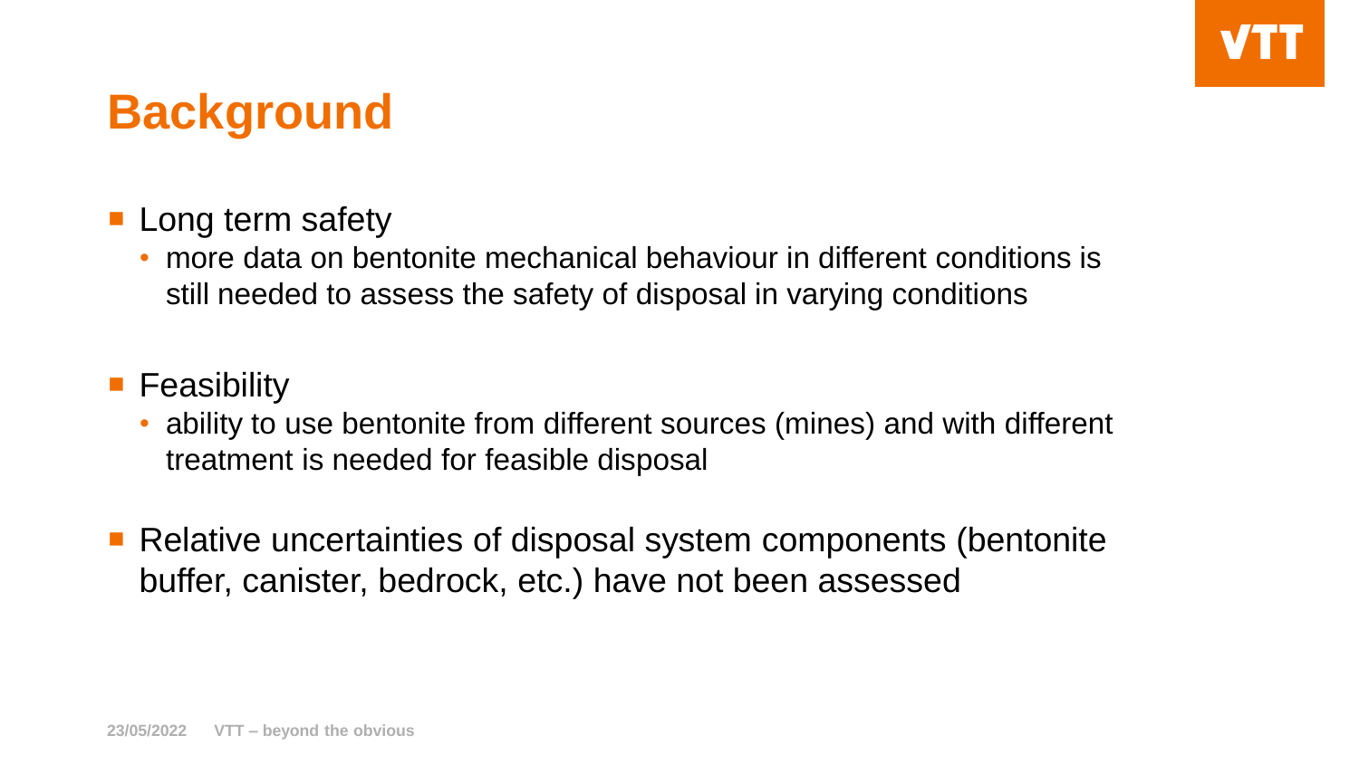# Background

- Long term safety
  - more data on bentonite mechanical behaviour in different conditions is still needed to assess the safety of disposal in varying conditions
- Feasibility
  - ability to use bentonite from different sources (mines) and with different treatment is needed for feasible disposal
- Relative uncertainties of disposal system components (bentonite buffer, canister, bedrock, etc.) have not been assessed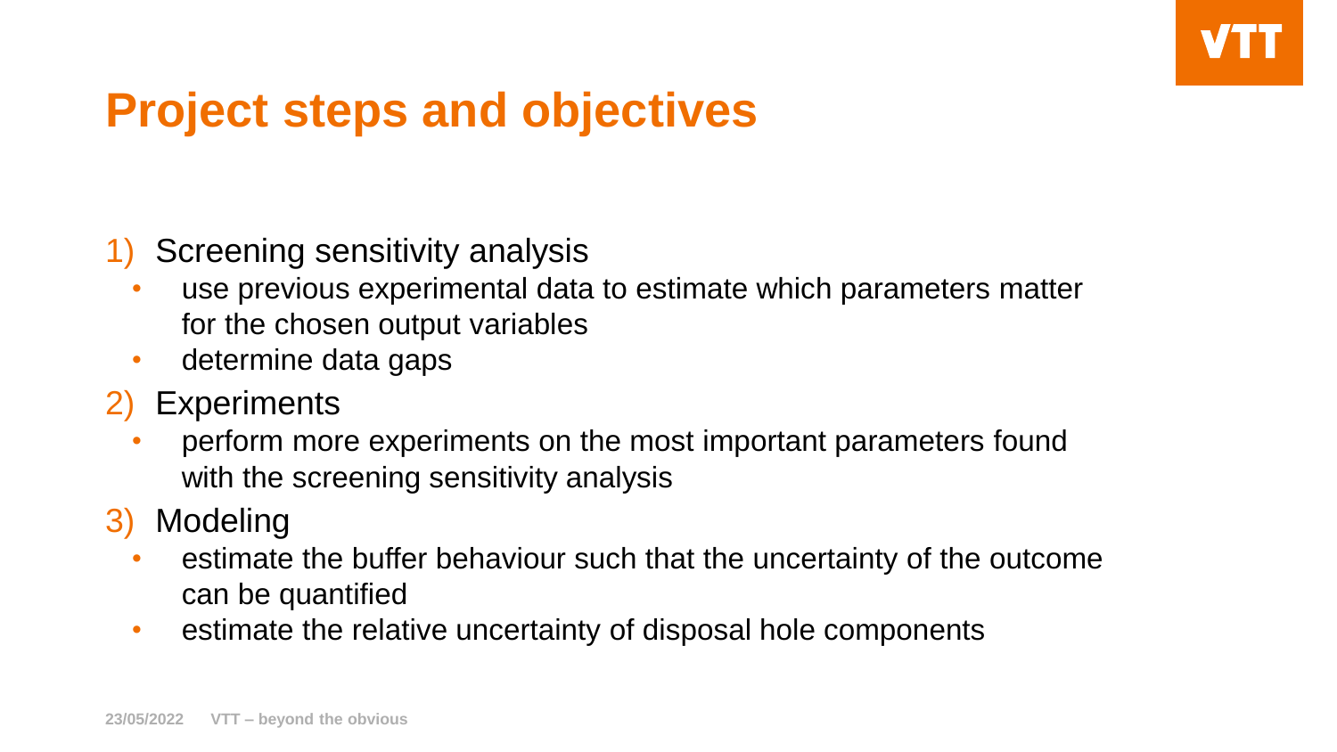# Project steps and objectives

1) Screening sensitivity analysis
   - use previous experimental data to estimate which parameters matter for the chosen output variables
   - determine data gaps
2) Experiments
   - perform more experiments on the most important parameters found with the screening sensitivity analysis
3) Modeling
   - estimate the buffer behaviour such that the uncertainty of the outcome can be quantified
   - estimate the relative uncertainty of disposal hole components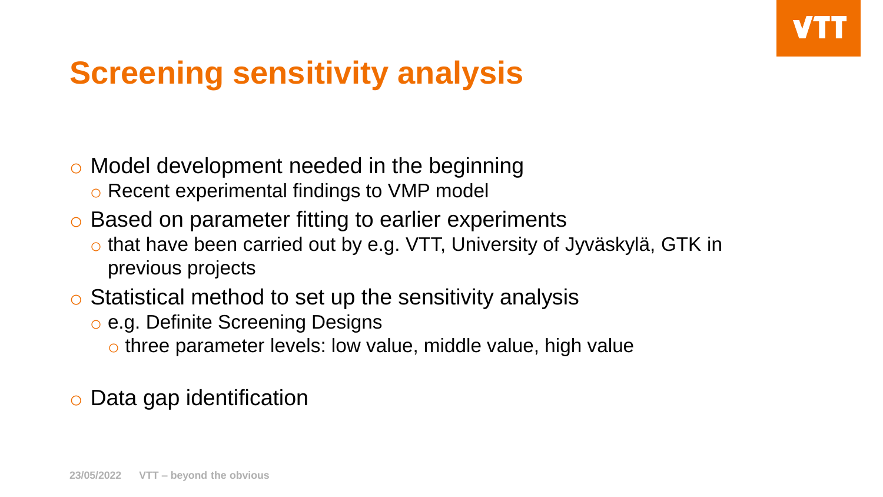# Screening sensitivity analysis

- Model development needed in the beginning
  - Recent experimental findings to VMP model
- Based on parameter fitting to earlier experiments
  - that have been carried out by e.g. VTT, University of Jyväskylä, GTK in previous projects
- Statistical method to set up the sensitivity analysis
  - e.g. Definite Screening Designs
    - three parameter levels: low value, middle value, high value
- Data gap identification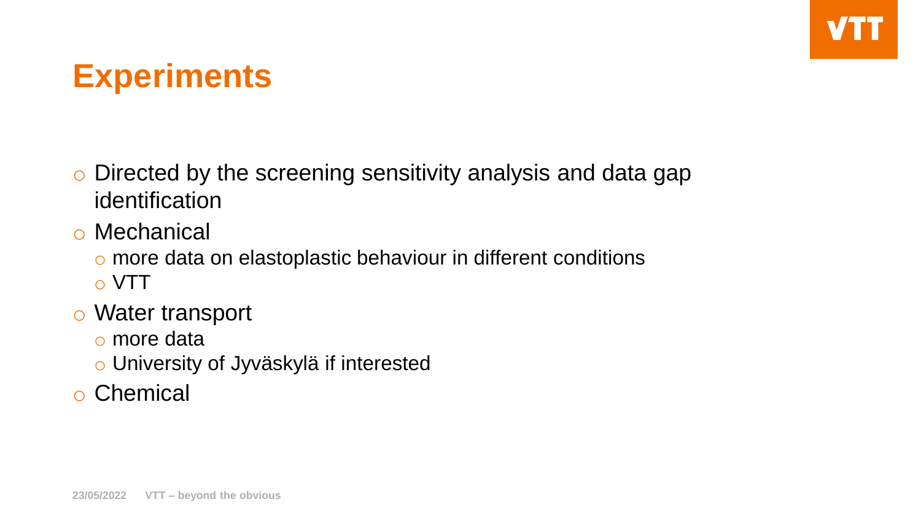# Experiments

- Directed by the screening sensitivity analysis and data gap identification
- Mechanical
  - more data on elastoplastic behaviour in different conditions
  - VTT
- Water transport
  - more data
  - University of Jyväskylä if interested
- Chemical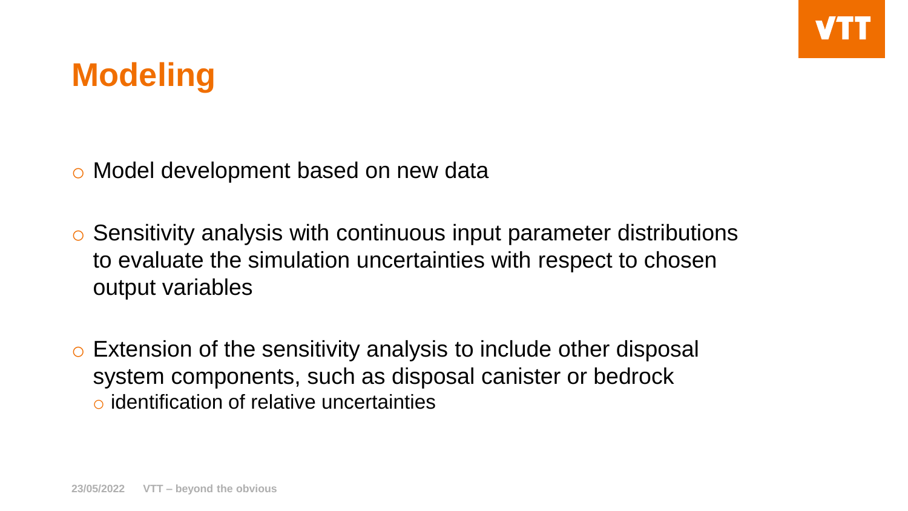# Modeling

- Model development based on new data
- Sensitivity analysis with continuous input parameter distributions to evaluate the simulation uncertainties with respect to chosen output variables
- Extension of the sensitivity analysis to include other disposal system components, such as disposal canister or bedrock
  - identification of relative uncertainties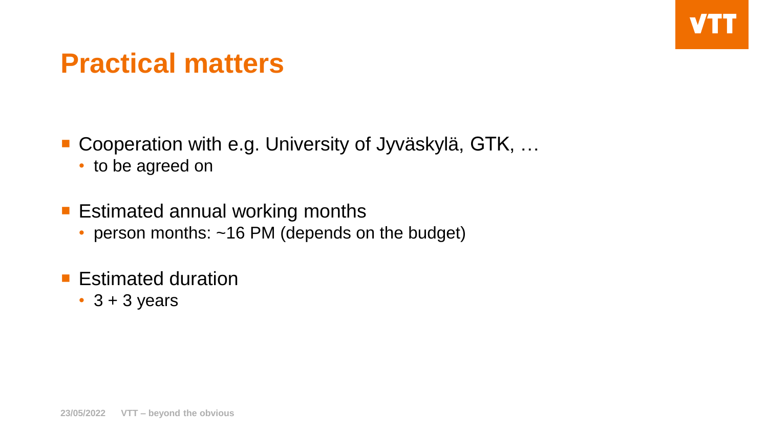# Practical matters

- Cooperation with e.g. University of Jyväskylä, GTK, …
  - to be agreed on
- Estimated annual working months
  - person months: ~16 PM (depends on the budget)
- Estimated duration
  - 3 + 3 years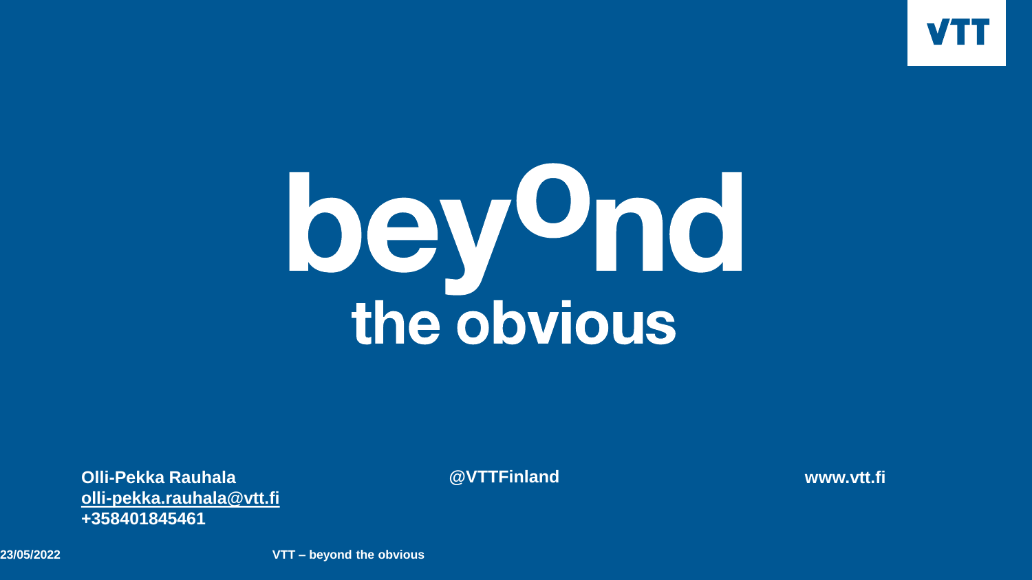# beyond the obvious

**Olli-Pekka Rauhala**
**olli-pekka.rauhala@vtt.fi**
**+358401845461**

**@VTTFinland**

**www.vtt.fi**